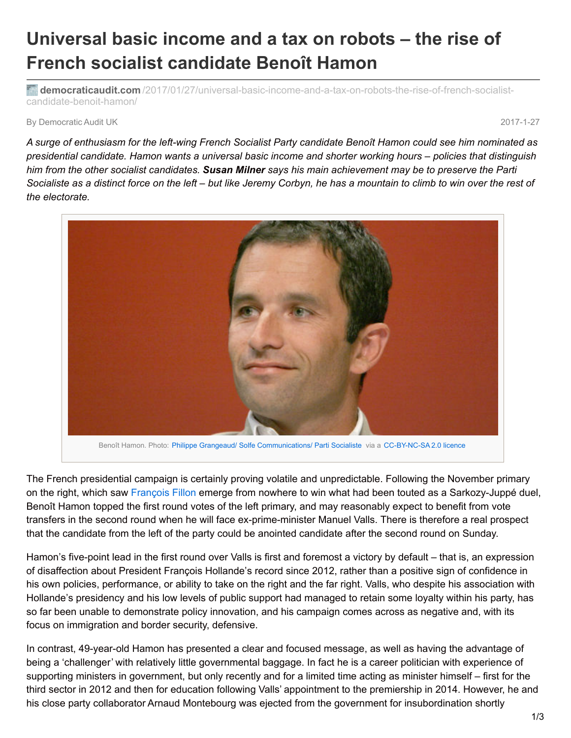# Universal basic income and a tax on robots – the rise of French socialist candidate Benoît Hamon

democraticaudit.com /2017/01/27/universal-basic-income-and-a-tax-on-robots-the-rise-of-french-socialist-candidate-benoit-hamon/

By Democratic Audit UK

2017-1-27

*A surge of enthusiasm for the left-wing French Socialist Party candidate Benoît Hamon could see him nominated as presidential candidate. Hamon wants a universal basic income and shorter working hours – policies that distinguish him from the other socialist candidates.* ***Susan Milner*** *says his main achievement may be to preserve the Parti Socialiste as a distinct force on the left – but like Jeremy Corbyn, he has a mountain to climb to win over the rest of the electorate.*

Benoît Hamon. Photo: Philippe Grangeaud/ Solfe Communications/ Parti Socialiste via a CC-BY-NC-SA 2.0 licence

The French presidential campaign is certainly proving volatile and unpredictable. Following the November primary on the right, which saw François Fillon emerge from nowhere to win what had been touted as a Sarkozy-Juppé duel, Benoît Hamon topped the first round votes of the left primary, and may reasonably expect to benefit from vote transfers in the second round when he will face ex-prime-minister Manuel Valls. There is therefore a real prospect that the candidate from the left of the party could be anointed candidate after the second round on Sunday.

Hamon's five-point lead in the first round over Valls is first and foremost a victory by default – that is, an expression of disaffection about President François Hollande's record since 2012, rather than a positive sign of confidence in his own policies, performance, or ability to take on the right and the far right. Valls, who despite his association with Hollande's presidency and his low levels of public support had managed to retain some loyalty within his party, has so far been unable to demonstrate policy innovation, and his campaign comes across as negative and, with its focus on immigration and border security, defensive.

In contrast, 49-year-old Hamon has presented a clear and focused message, as well as having the advantage of being a 'challenger' with relatively little governmental baggage. In fact he is a career politician with experience of supporting ministers in government, but only recently and for a limited time acting as minister himself – first for the third sector in 2012 and then for education following Valls' appointment to the premiership in 2014. However, he and his close party collaborator Arnaud Montebourg was ejected from the government for insubordination shortly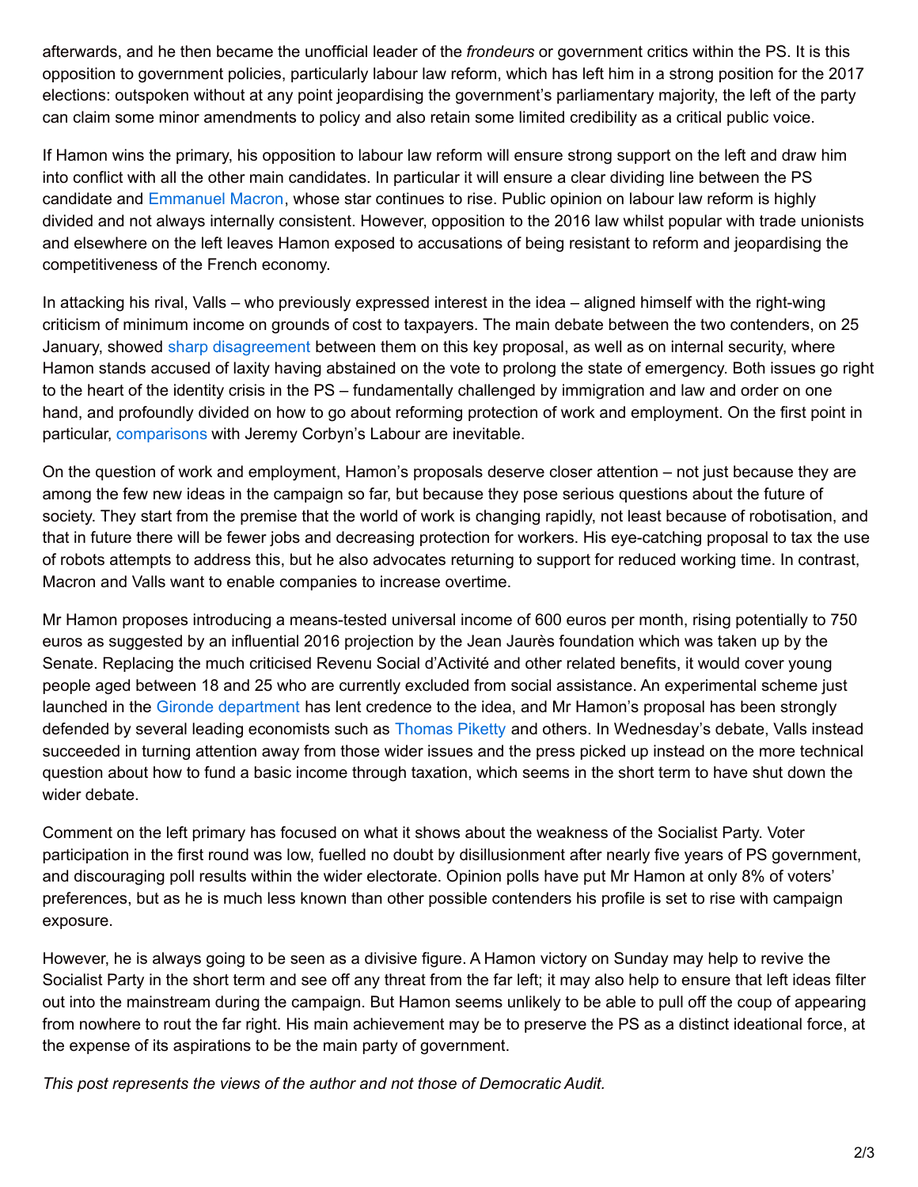afterwards, and he then became the unofficial leader of the *frondeurs* or government critics within the PS. It is this opposition to government policies, particularly labour law reform, which has left him in a strong position for the 2017 elections: outspoken without at any point jeopardising the government's parliamentary majority, the left of the party can claim some minor amendments to policy and also retain some limited credibility as a critical public voice.

If Hamon wins the primary, his opposition to labour law reform will ensure strong support on the left and draw him into conflict with all the other main candidates. In particular it will ensure a clear dividing line between the PS candidate and Emmanuel Macron, whose star continues to rise. Public opinion on labour law reform is highly divided and not always internally consistent. However, opposition to the 2016 law whilst popular with trade unionists and elsewhere on the left leaves Hamon exposed to accusations of being resistant to reform and jeopardising the competitiveness of the French economy.

In attacking his rival, Valls – who previously expressed interest in the idea – aligned himself with the right-wing criticism of minimum income on grounds of cost to taxpayers. The main debate between the two contenders, on 25 January, showed sharp disagreement between them on this key proposal, as well as on internal security, where Hamon stands accused of laxity having abstained on the vote to prolong the state of emergency. Both issues go right to the heart of the identity crisis in the PS – fundamentally challenged by immigration and law and order on one hand, and profoundly divided on how to go about reforming protection of work and employment. On the first point in particular, comparisons with Jeremy Corbyn's Labour are inevitable.

On the question of work and employment, Hamon's proposals deserve closer attention – not just because they are among the few new ideas in the campaign so far, but because they pose serious questions about the future of society. They start from the premise that the world of work is changing rapidly, not least because of robotisation, and that in future there will be fewer jobs and decreasing protection for workers. His eye-catching proposal to tax the use of robots attempts to address this, but he also advocates returning to support for reduced working time. In contrast, Macron and Valls want to enable companies to increase overtime.

Mr Hamon proposes introducing a means-tested universal income of 600 euros per month, rising potentially to 750 euros as suggested by an influential 2016 projection by the Jean Jaurès foundation which was taken up by the Senate. Replacing the much criticised Revenu Social d'Activité and other related benefits, it would cover young people aged between 18 and 25 who are currently excluded from social assistance. An experimental scheme just launched in the Gironde department has lent credence to the idea, and Mr Hamon's proposal has been strongly defended by several leading economists such as Thomas Piketty and others. In Wednesday's debate, Valls instead succeeded in turning attention away from those wider issues and the press picked up instead on the more technical question about how to fund a basic income through taxation, which seems in the short term to have shut down the wider debate.

Comment on the left primary has focused on what it shows about the weakness of the Socialist Party. Voter participation in the first round was low, fuelled no doubt by disillusionment after nearly five years of PS government, and discouraging poll results within the wider electorate. Opinion polls have put Mr Hamon at only 8% of voters' preferences, but as he is much less known than other possible contenders his profile is set to rise with campaign exposure.

However, he is always going to be seen as a divisive figure. A Hamon victory on Sunday may help to revive the Socialist Party in the short term and see off any threat from the far left; it may also help to ensure that left ideas filter out into the mainstream during the campaign. But Hamon seems unlikely to be able to pull off the coup of appearing from nowhere to rout the far right. His main achievement may be to preserve the PS as a distinct ideational force, at the expense of its aspirations to be the main party of government.

*This post represents the views of the author and not those of Democratic Audit.*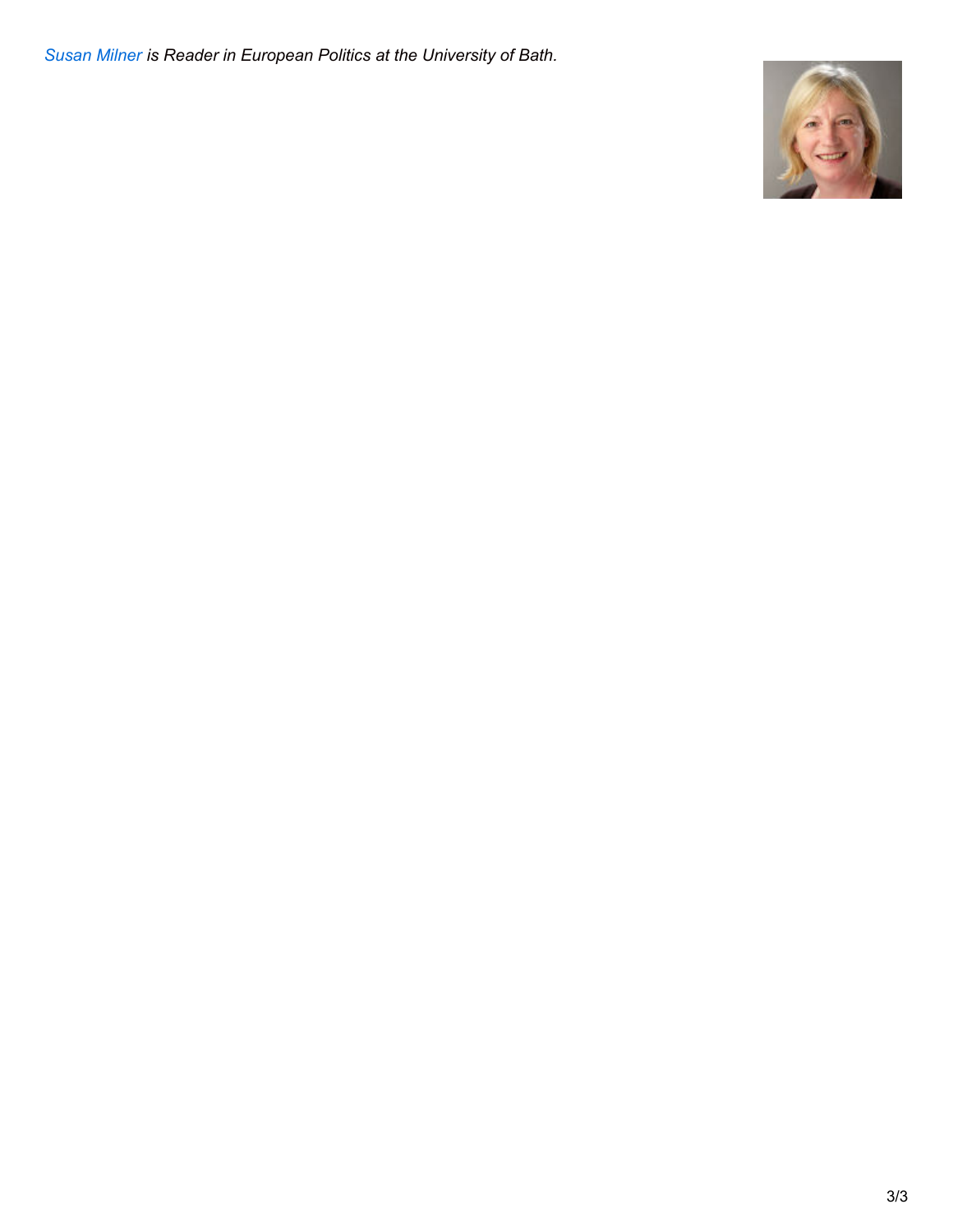*Susan Milner is Reader in European Politics at the University of Bath.*